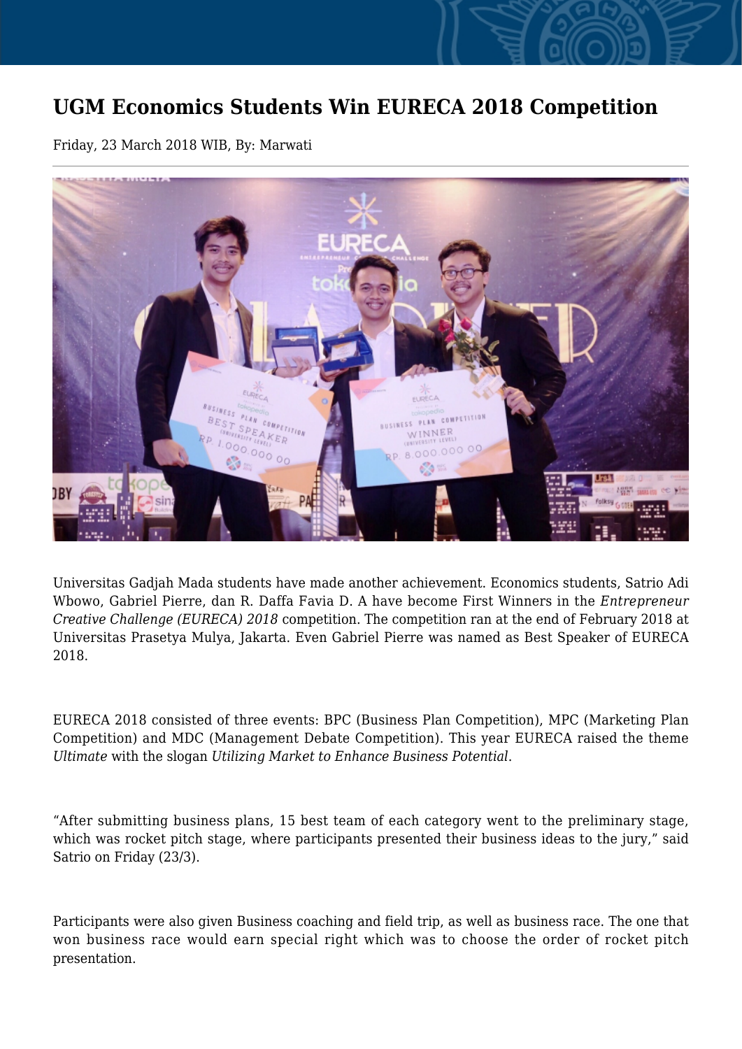# UGM Economics Students Win EURECA 2018 Competition

Friday, 23 March 2018 WIB, By: Marwati

Universitas Gadjah Mada students have made another achievement. Economics students, Satrio Adi Wbowo, Gabriel Pierre, dan R. Daffa Favia D. A have become First Winners in the *Entrepreneur Creative Challenge (EURECA) 2018* competition. The competition ran at the end of February 2018 at Universitas Prasetya Mulya, Jakarta. Even Gabriel Pierre was named as Best Speaker of EURECA 2018.

EURECA 2018 consisted of three events: BPC (Business Plan Competition), MPC (Marketing Plan Competition) and MDC (Management Debate Competition). This year EURECA raised the theme *Ultimate* with the slogan *Utilizing Market to Enhance Business Potential*.

“After submitting business plans, 15 best team of each category went to the preliminary stage, which was rocket pitch stage, where participants presented their business ideas to the jury,” said Satrio on Friday (23/3).

Participants were also given Business coaching and field trip, as well as business race. The one that won business race would earn special right which was to choose the order of rocket pitch presentation.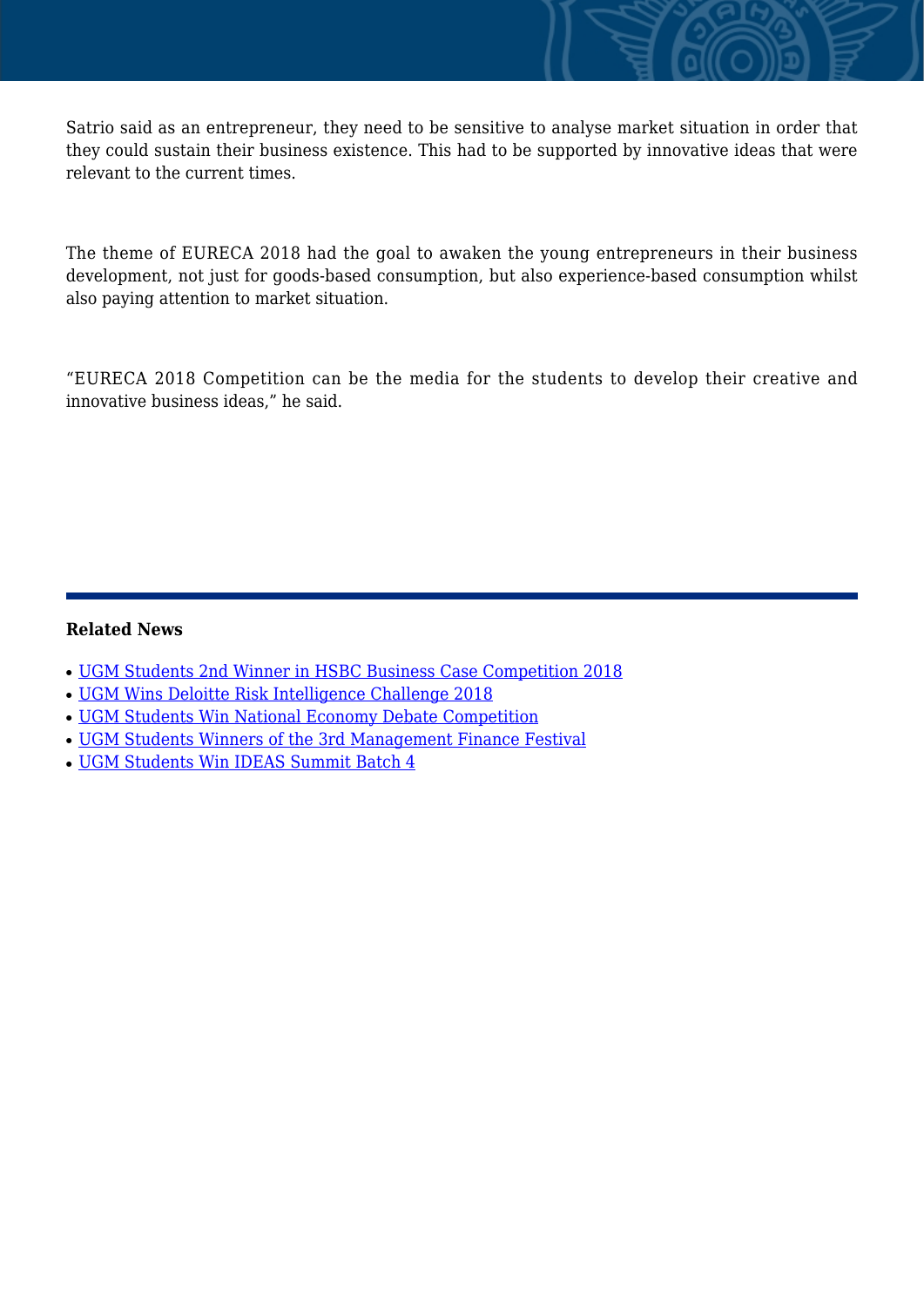Satrio said as an entrepreneur, they need to be sensitive to analyse market situation in order that they could sustain their business existence. This had to be supported by innovative ideas that were relevant to the current times.

The theme of EURECA 2018 had the goal to awaken the young entrepreneurs in their business development, not just for goods-based consumption, but also experience-based consumption whilst also paying attention to market situation.

“EURECA 2018 Competition can be the media for the students to develop their creative and innovative business ideas,” he said.

---

**Related News**

- UGM Students 2nd Winner in HSBC Business Case Competition 2018
- UGM Wins Deloitte Risk Intelligence Challenge 2018
- UGM Students Win National Economy Debate Competition
- UGM Students Winners of the 3rd Management Finance Festival
- UGM Students Win IDEAS Summit Batch 4